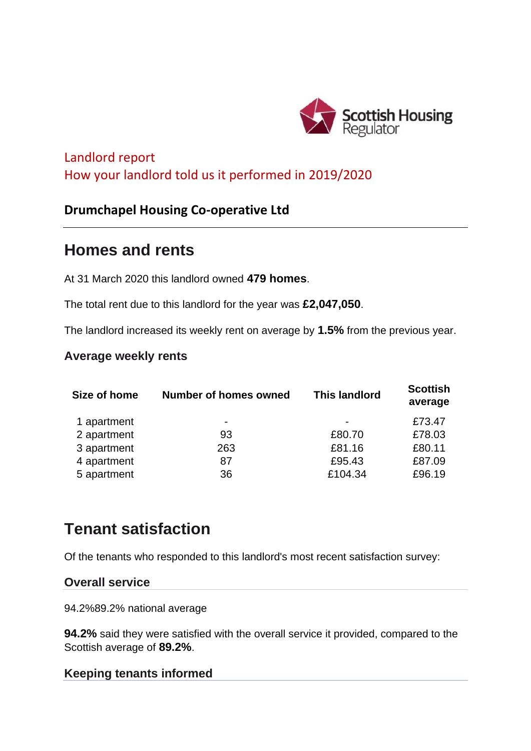Landlord report
How your landlord told us it performed in 2019/2020

**Drumchapel Housing Co-operative Ltd**

# Homes and rents

At 31 March 2020 this landlord owned **479 homes**.

The total rent due to this landlord for the year was **£2,047,050**.

The landlord increased its weekly rent on average by **1.5%** from the previous year.

### Average weekly rents

| Size of home | Number of homes owned | This landlord | Scottish average |
|---|---|---|---|
| 1 apartment | - | - | £73.47 |
| 2 apartment | 93 | £80.70 | £78.03 |
| 3 apartment | 263 | £81.16 | £80.11 |
| 4 apartment | 87 | £95.43 | £87.09 |
| 5 apartment | 36 | £104.34 | £96.19 |

# Tenant satisfaction

Of the tenants who responded to this landlord's most recent satisfaction survey:

### Overall service

94.2%89.2% national average

**94.2%** said they were satisfied with the overall service it provided, compared to the Scottish average of **89.2%**.

### Keeping tenants informed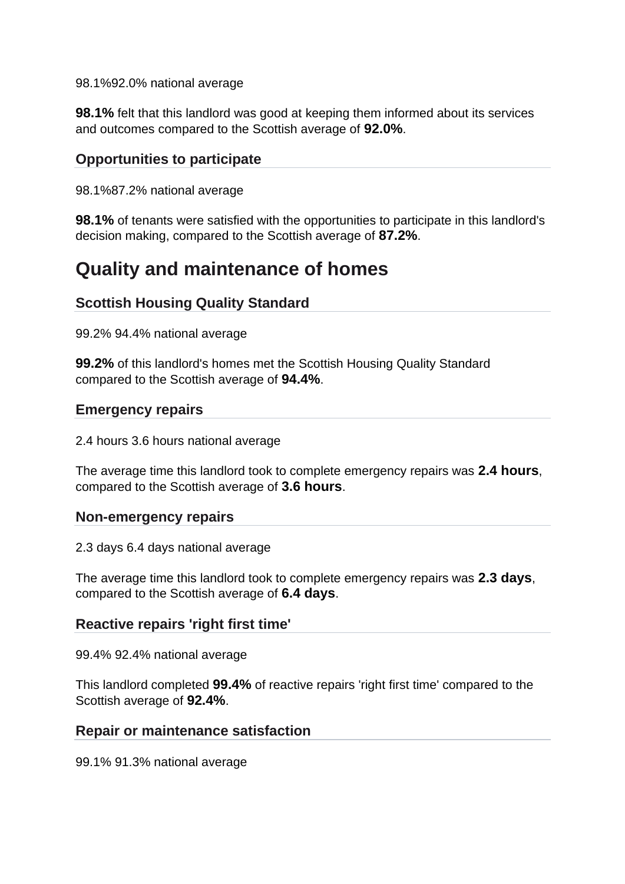98.1%92.0% national average

**98.1%** felt that this landlord was good at keeping them informed about its services and outcomes compared to the Scottish average of **92.0%**.

### Opportunities to participate

98.1%87.2% national average

**98.1%** of tenants were satisfied with the opportunities to participate in this landlord's decision making, compared to the Scottish average of **87.2%**.

## Quality and maintenance of homes

### Scottish Housing Quality Standard

99.2% 94.4% national average

**99.2%** of this landlord's homes met the Scottish Housing Quality Standard compared to the Scottish average of **94.4%**.

### Emergency repairs

2.4 hours 3.6 hours national average

The average time this landlord took to complete emergency repairs was **2.4 hours**, compared to the Scottish average of **3.6 hours**.

### Non-emergency repairs

2.3 days 6.4 days national average

The average time this landlord took to complete emergency repairs was **2.3 days**, compared to the Scottish average of **6.4 days**.

### Reactive repairs 'right first time'

99.4% 92.4% national average

This landlord completed **99.4%** of reactive repairs 'right first time' compared to the Scottish average of **92.4%**.

### Repair or maintenance satisfaction

99.1% 91.3% national average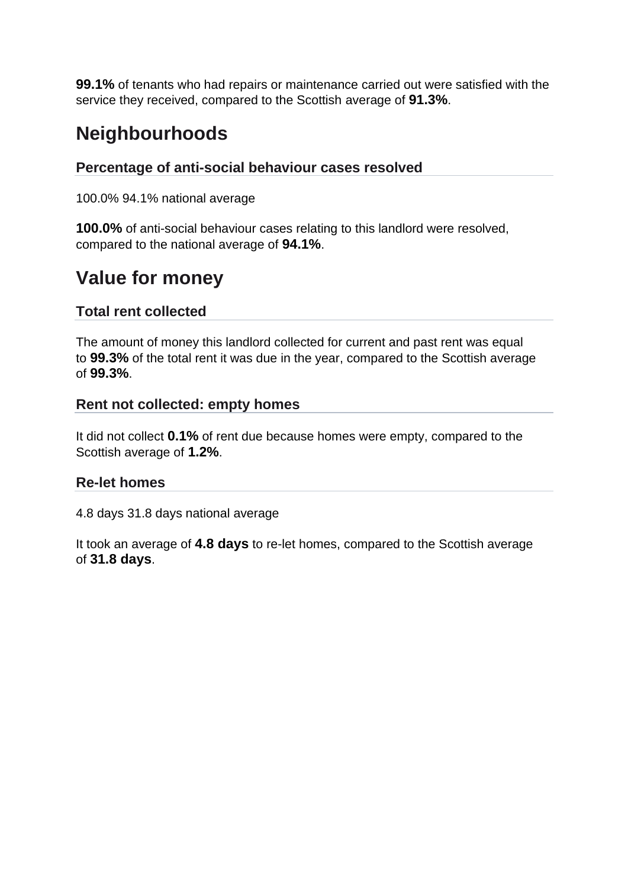**99.1%** of tenants who had repairs or maintenance carried out were satisfied with the service they received, compared to the Scottish average of **91.3%**.

# Neighbourhoods

### Percentage of anti-social behaviour cases resolved

100.0% 94.1% national average

**100.0%** of anti-social behaviour cases relating to this landlord were resolved, compared to the national average of **94.1%**.

# Value for money

### Total rent collected

The amount of money this landlord collected for current and past rent was equal to **99.3%** of the total rent it was due in the year, compared to the Scottish average of **99.3%**.

### Rent not collected: empty homes

It did not collect **0.1%** of rent due because homes were empty, compared to the Scottish average of **1.2%**.

### Re-let homes

4.8 days 31.8 days national average

It took an average of **4.8 days** to re-let homes, compared to the Scottish average of **31.8 days**.